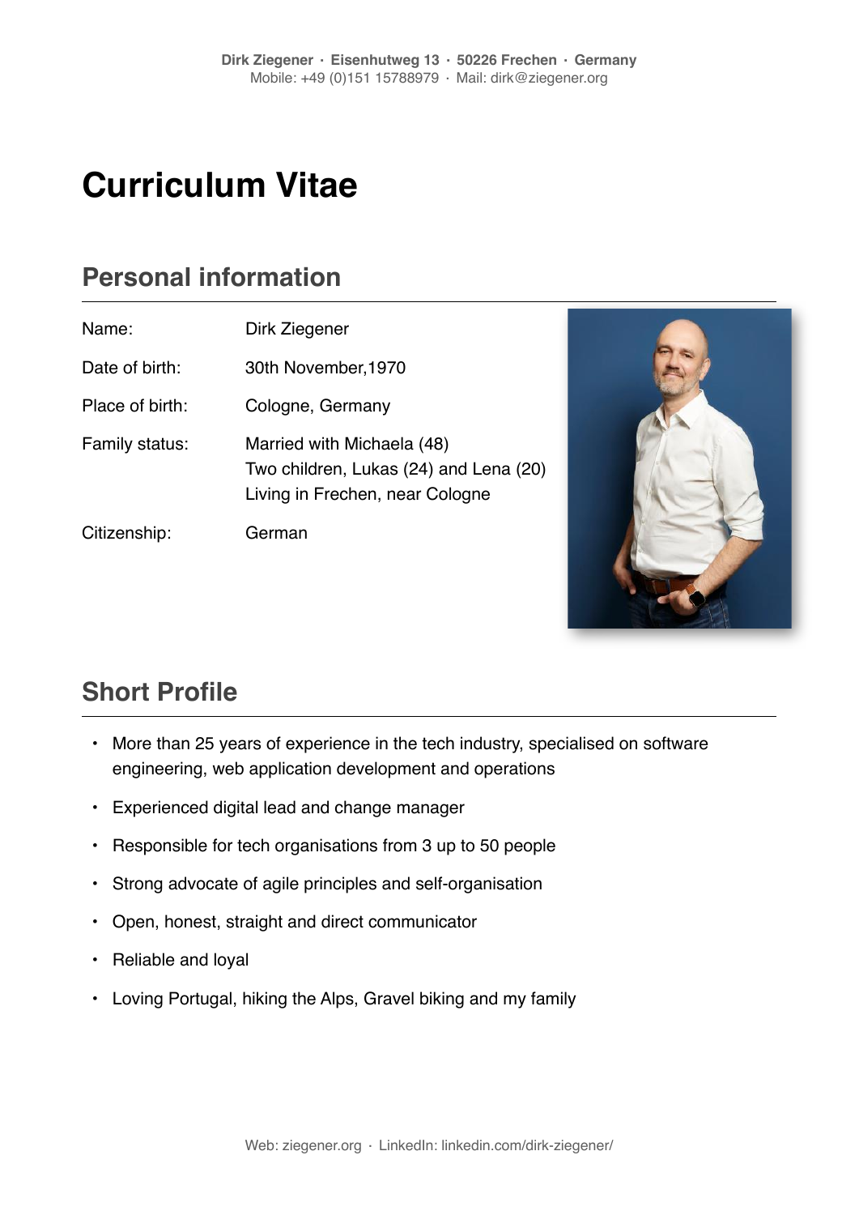**Dirk Ziegener · Eisenhutweg 13 · 50226 Frechen · Germany**
Mobile: +49 (0)151 15788979 · Mail: dirk@ziegener.org

# Curriculum Vitae

## Personal information

| | |
|---|---|
| Name: | Dirk Ziegener |
| Date of birth: | 30th November,1970 |
| Place of birth: | Cologne, Germany |
| Family status: | Married with Michaela (48)<br>Two children, Lukas (24) and Lena (20)<br>Living in Frechen, near Cologne |
| Citizenship: | German |

## Short Profile

- More than 25 years of experience in the tech industry, specialised on software engineering, web application development and operations
- Experienced digital lead and change manager
- Responsible for tech organisations from 3 up to 50 people
- Strong advocate of agile principles and self-organisation
- Open, honest, straight and direct communicator
- Reliable and loyal
- Loving Portugal, hiking the Alps, Gravel biking and my family

Web: ziegener.org · LinkedIn: linkedin.com/dirk-ziegener/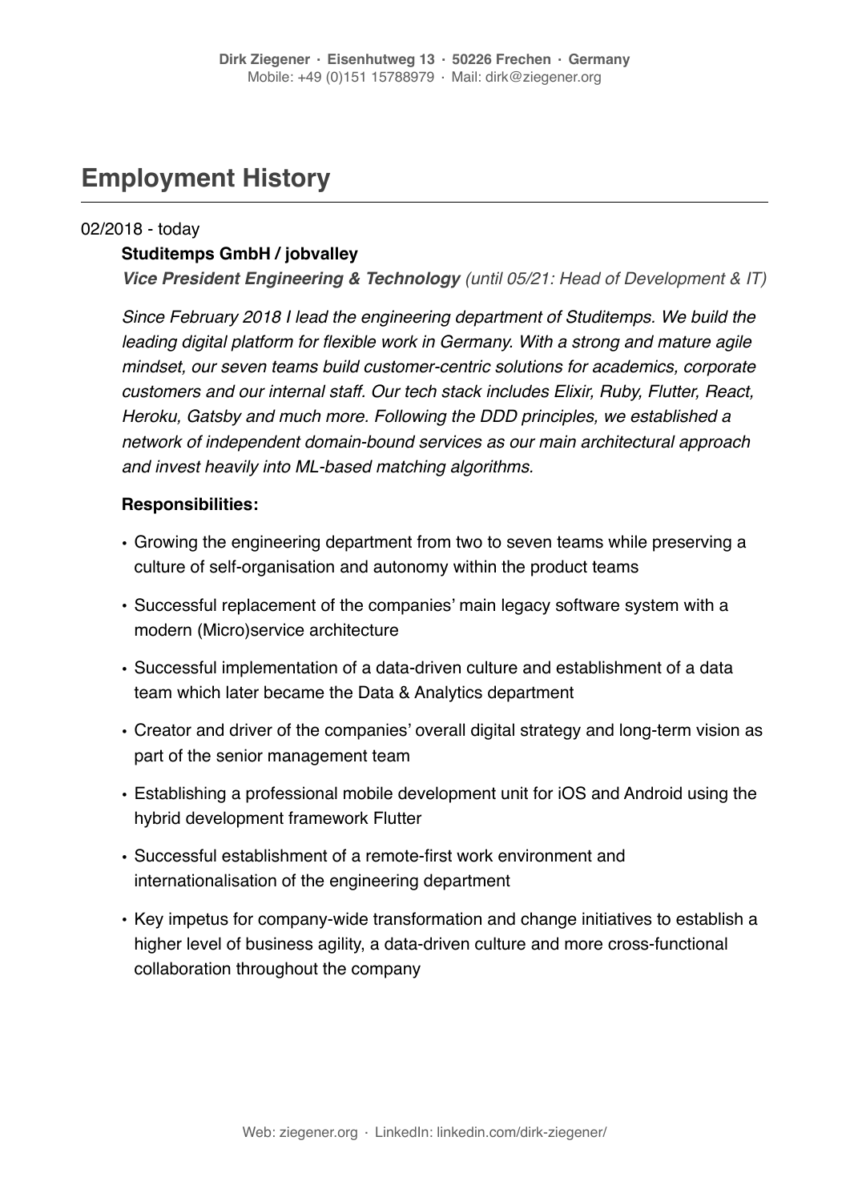## Employment History

02/2018 - today

**Studitemps GmbH / jobvalley**

***Vice President Engineering & Technology*** *(until 05/21: Head of Development & IT)*

*Since February 2018 I lead the engineering department of Studitemps. We build the leading digital platform for flexible work in Germany. With a strong and mature agile mindset, our seven teams build customer-centric solutions for academics, corporate customers and our internal staff. Our tech stack includes Elixir, Ruby, Flutter, React, Heroku, Gatsby and much more. Following the DDD principles, we established a network of independent domain-bound services as our main architectural approach and invest heavily into ML-based matching algorithms.*

**Responsibilities:**

- Growing the engineering department from two to seven teams while preserving a culture of self-organisation and autonomy within the product teams
- Successful replacement of the companies' main legacy software system with a modern (Micro)service architecture
- Successful implementation of a data-driven culture and establishment of a data team which later became the Data & Analytics department
- Creator and driver of the companies' overall digital strategy and long-term vision as part of the senior management team
- Establishing a professional mobile development unit for iOS and Android using the hybrid development framework Flutter
- Successful establishment of a remote-first work environment and internationalisation of the engineering department
- Key impetus for company-wide transformation and change initiatives to establish a higher level of business agility, a data-driven culture and more cross-functional collaboration throughout the company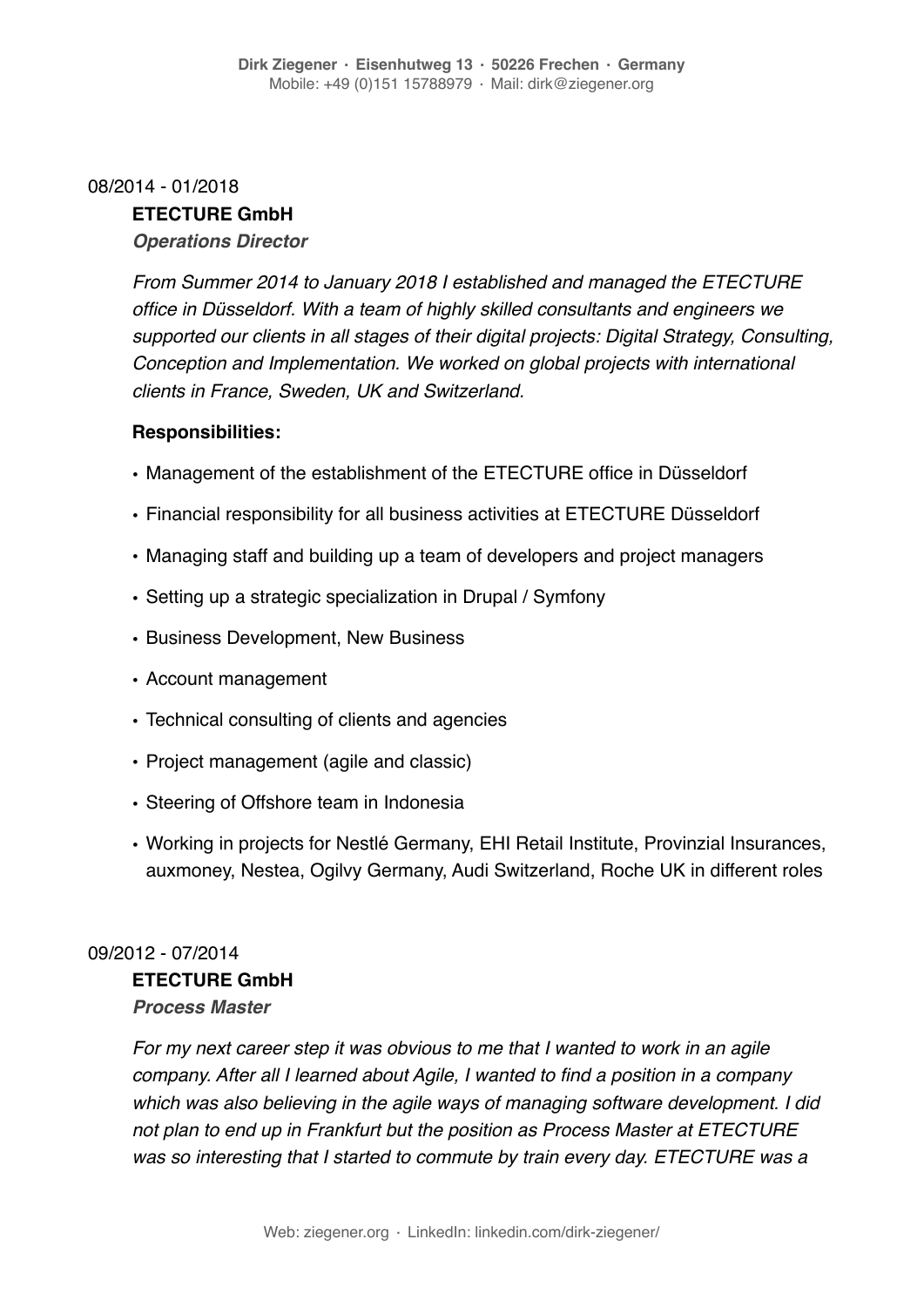08/2014 - 01/2018

**ETECTURE GmbH**

***Operations Director***

*From Summer 2014 to January 2018 I established and managed the ETECTURE office in Düsseldorf. With a team of highly skilled consultants and engineers we supported our clients in all stages of their digital projects: Digital Strategy, Consulting, Conception and Implementation. We worked on global projects with international clients in France, Sweden, UK and Switzerland.*

**Responsibilities:**

- Management of the establishment of the ETECTURE office in Düsseldorf
- Financial responsibility for all business activities at ETECTURE Düsseldorf
- Managing staff and building up a team of developers and project managers
- Setting up a strategic specialization in Drupal / Symfony
- Business Development, New Business
- Account management
- Technical consulting of clients and agencies
- Project management (agile and classic)
- Steering of Offshore team in Indonesia
- Working in projects for Nestlé Germany, EHI Retail Institute, Provinzial Insurances, auxmoney, Nestea, Ogilvy Germany, Audi Switzerland, Roche UK in different roles

09/2012 - 07/2014

**ETECTURE GmbH**

***Process Master***

*For my next career step it was obvious to me that I wanted to work in an agile company. After all I learned about Agile, I wanted to find a position in a company which was also believing in the agile ways of managing software development. I did not plan to end up in Frankfurt but the position as Process Master at ETECTURE was so interesting that I started to commute by train every day. ETECTURE was a*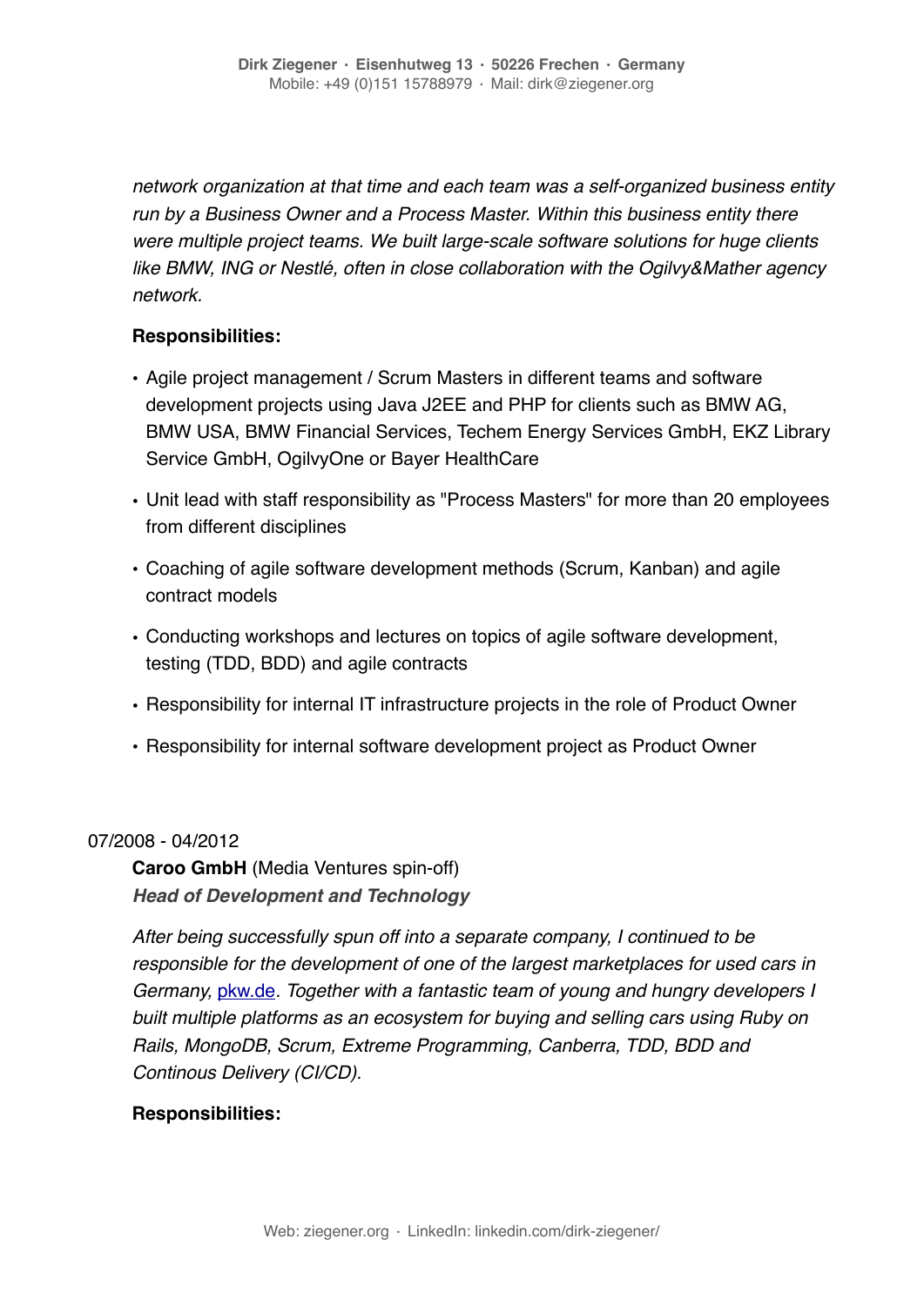*network organization at that time and each team was a self-organized business entity run by a Business Owner and a Process Master. Within this business entity there were multiple project teams. We built large-scale software solutions for huge clients like BMW, ING or Nestlé, often in close collaboration with the Ogilvy&Mather agency network.*

**Responsibilities:**

- Agile project management / Scrum Masters in different teams and software development projects using Java J2EE and PHP for clients such as BMW AG, BMW USA, BMW Financial Services, Techem Energy Services GmbH, EKZ Library Service GmbH, OgilvyOne or Bayer HealthCare
- Unit lead with staff responsibility as "Process Masters" for more than 20 employees from different disciplines
- Coaching of agile software development methods (Scrum, Kanban) and agile contract models
- Conducting workshops and lectures on topics of agile software development, testing (TDD, BDD) and agile contracts
- Responsibility for internal IT infrastructure projects in the role of Product Owner
- Responsibility for internal software development project as Product Owner

07/2008 - 04/2012

**Caroo GmbH** (Media Ventures spin-off)
***Head of Development and Technology***

*After being successfully spun off into a separate company, I continued to be responsible for the development of one of the largest marketplaces for used cars in Germany, [pkw.de](pkw.de). Together with a fantastic team of young and hungry developers I built multiple platforms as an ecosystem for buying and selling cars using Ruby on Rails, MongoDB, Scrum, Extreme Programming, Canberra, TDD, BDD and Continous Delivery (CI/CD).*

**Responsibilities:**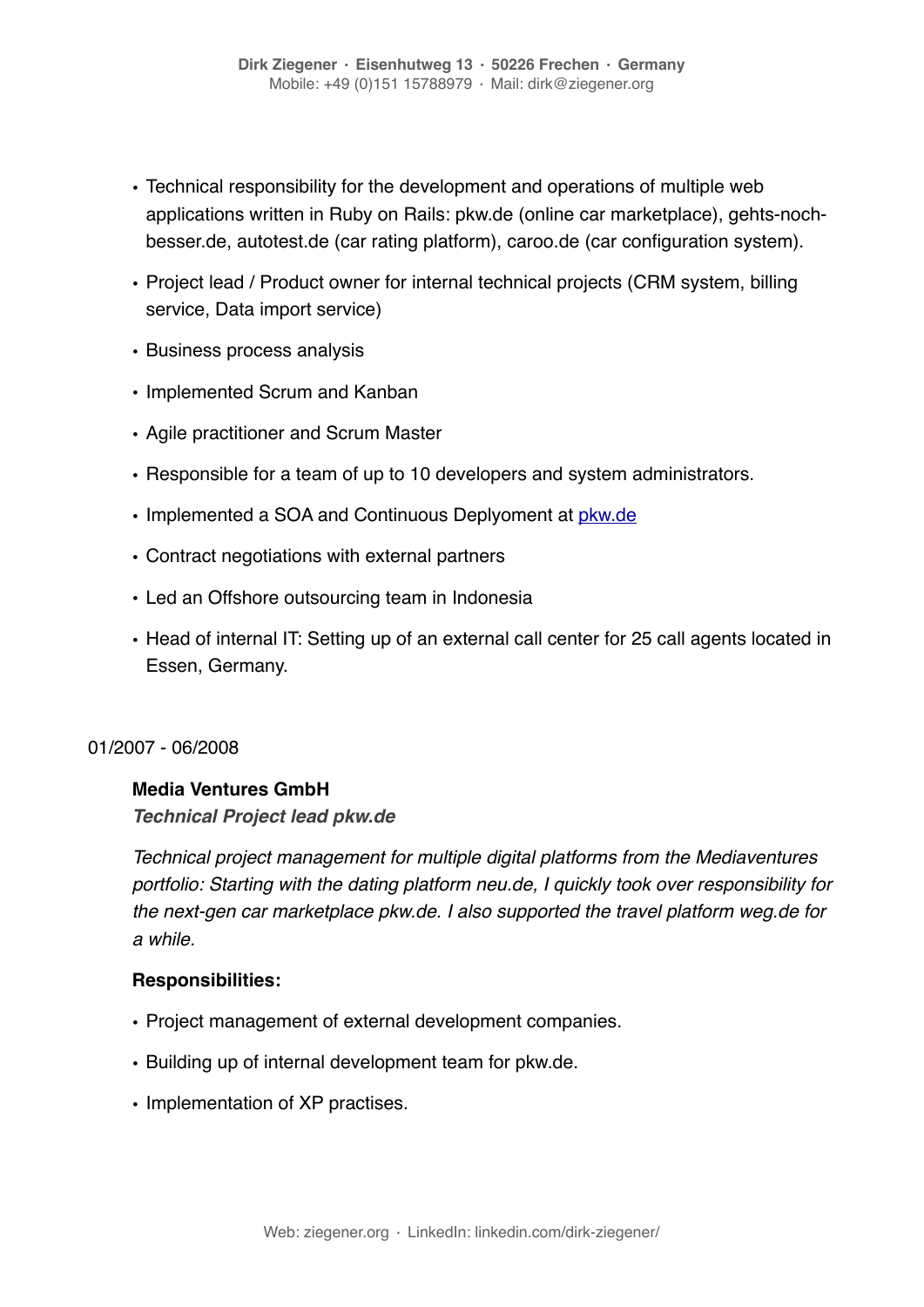- Technical responsibility for the development and operations of multiple web applications written in Ruby on Rails: pkw.de (online car marketplace), gehts-noch-besser.de, autotest.de (car rating platform), caroo.de (car configuration system).
- Project lead / Product owner for internal technical projects (CRM system, billing service, Data import service)
- Business process analysis
- Implemented Scrum and Kanban
- Agile practitioner and Scrum Master
- Responsible for a team of up to 10 developers and system administrators.
- Implemented a SOA and Continuous Deplyoment at [pkw.de](pkw.de)
- Contract negotiations with external partners
- Led an Offshore outsourcing team in Indonesia
- Head of internal IT: Setting up of an external call center for 25 call agents located in Essen, Germany.

01/2007 - 06/2008

**Media Ventures GmbH**

***Technical Project lead pkw.de***

*Technical project management for multiple digital platforms from the Mediaventures portfolio: Starting with the dating platform neu.de, I quickly took over responsibility for the next-gen car marketplace pkw.de. I also supported the travel platform weg.de for a while.*

**Responsibilities:**

- Project management of external development companies.
- Building up of internal development team for pkw.de.
- Implementation of XP practises.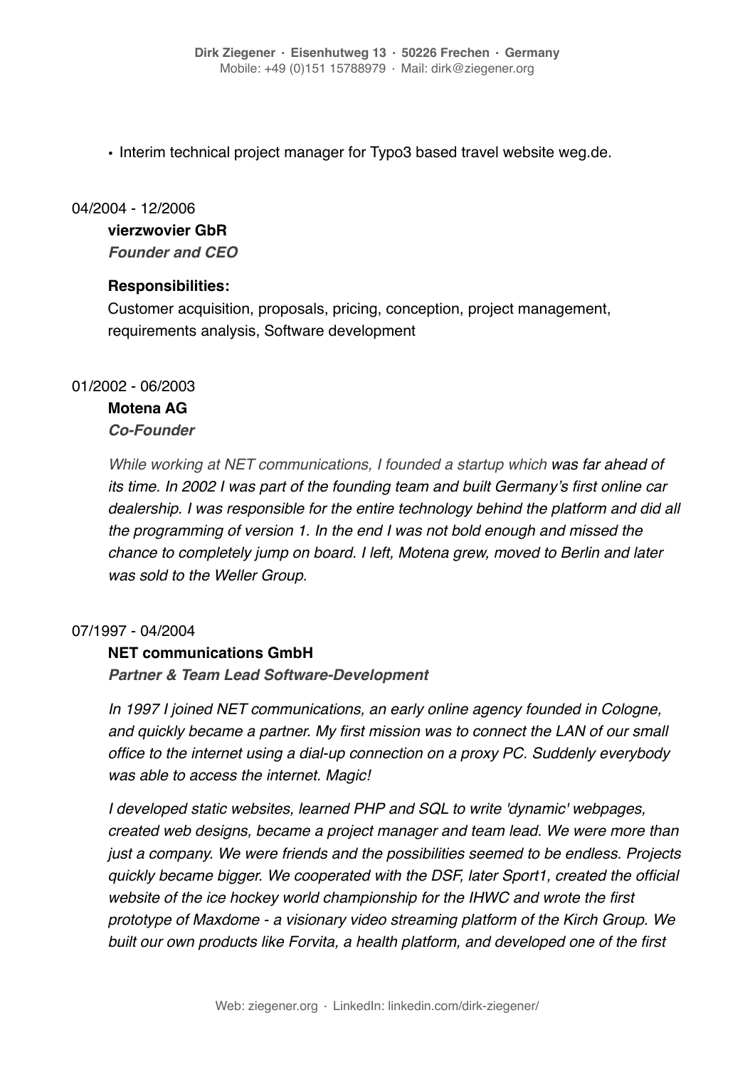- Interim technical project manager for Typo3 based travel website weg.de.

04/2004 - 12/2006

**vierzwovier GbR**

***Founder and CEO***

**Responsibilities:**

Customer acquisition, proposals, pricing, conception, project management, requirements analysis, Software development

01/2002 - 06/2003

**Motena AG**

***Co-Founder***

*While working at NET communications, I founded a startup which was far ahead of its time. In 2002 I was part of the founding team and built Germany's first online car dealership. I was responsible for the entire technology behind the platform and did all the programming of version 1. In the end I was not bold enough and missed the chance to completely jump on board. I left, Motena grew, moved to Berlin and later was sold to the Weller Group.*

07/1997 - 04/2004

**NET communications GmbH**

***Partner & Team Lead Software-Development***

*In 1997 I joined NET communications, an early online agency founded in Cologne, and quickly became a partner. My first mission was to connect the LAN of our small office to the internet using a dial-up connection on a proxy PC. Suddenly everybody was able to access the internet. Magic!*

*I developed static websites, learned PHP and SQL to write 'dynamic' webpages, created web designs, became a project manager and team lead. We were more than just a company. We were friends and the possibilities seemed to be endless. Projects quickly became bigger. We cooperated with the DSF, later Sport1, created the official website of the ice hockey world championship for the IHWC and wrote the first prototype of Maxdome - a visionary video streaming platform of the Kirch Group. We built our own products like Forvita, a health platform, and developed one of the first*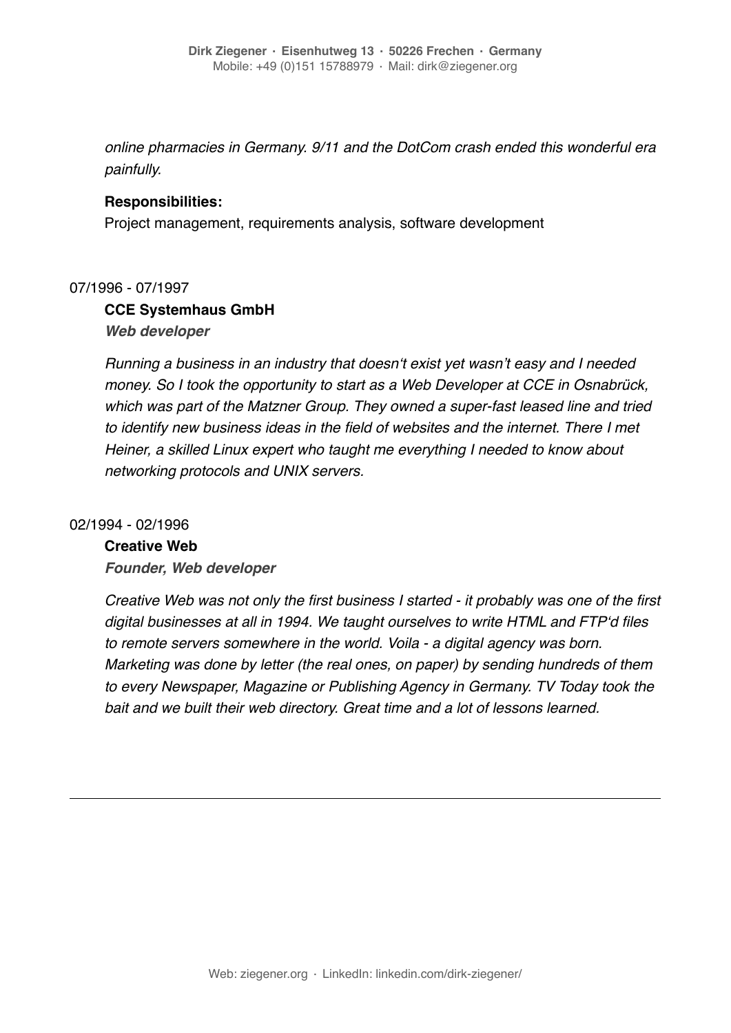*online pharmacies in Germany. 9/11 and the DotCom crash ended this wonderful era painfully.*

**Responsibilities:**
Project management, requirements analysis, software development

07/1996 - 07/1997

**CCE Systemhaus GmbH**
***Web developer***

*Running a business in an industry that doesn't exist yet wasn't easy and I needed money. So I took the opportunity to start as a Web Developer at CCE in Osnabrück, which was part of the Matzner Group. They owned a super-fast leased line and tried to identify new business ideas in the field of websites and the internet. There I met Heiner, a skilled Linux expert who taught me everything I needed to know about networking protocols and UNIX servers.*

02/1994 - 02/1996

**Creative Web**
***Founder, Web developer***

*Creative Web was not only the first business I started - it probably was one of the first digital businesses at all in 1994. We taught ourselves to write HTML and FTP'd files to remote servers somewhere in the world. Voila - a digital agency was born. Marketing was done by letter (the real ones, on paper) by sending hundreds of them to every Newspaper, Magazine or Publishing Agency in Germany. TV Today took the bait and we built their web directory. Great time and a lot of lessons learned.*

---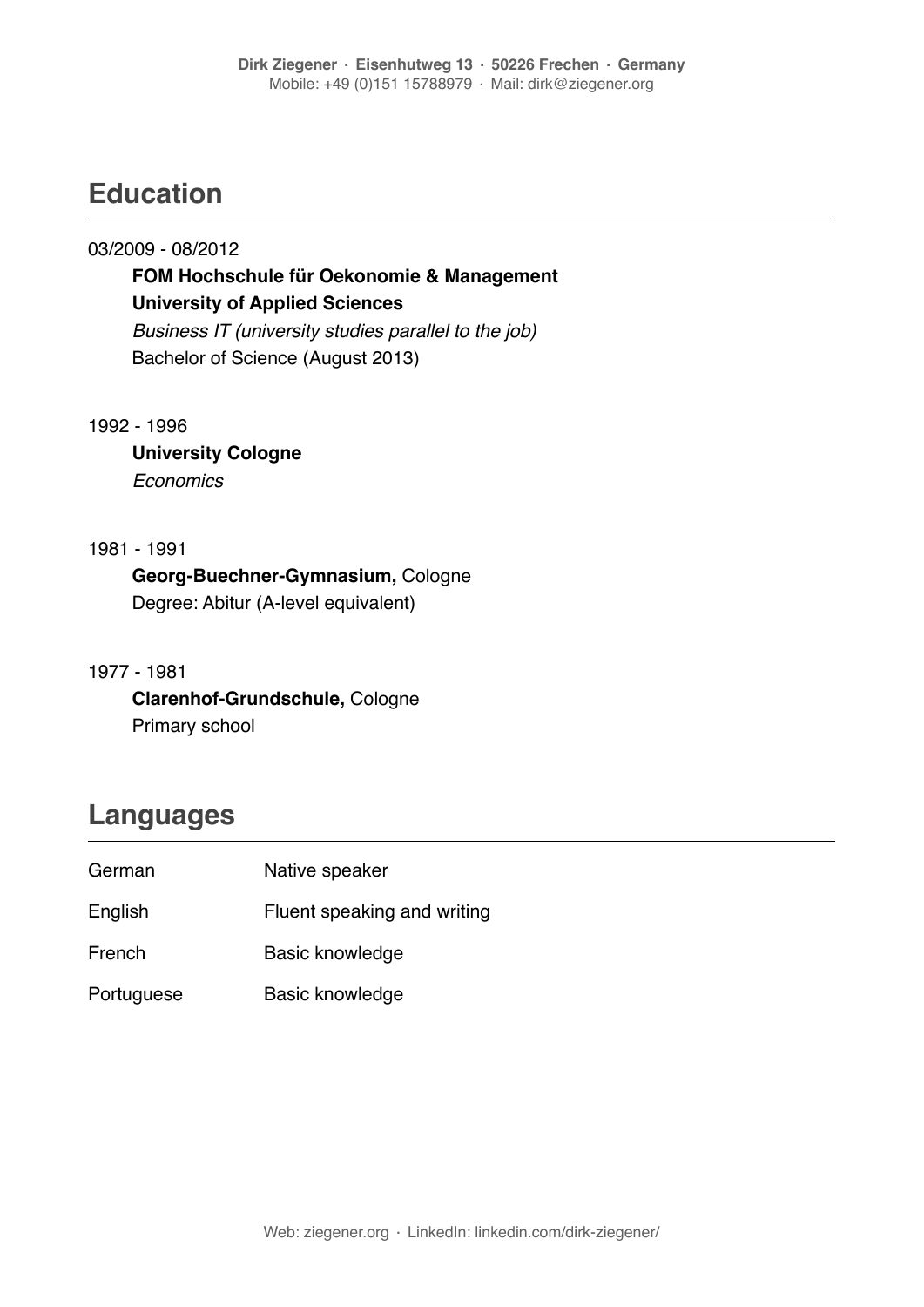## Education

03/2009 - 08/2012

**FOM Hochschule für Oekonomie & Management**
**University of Applied Sciences**
*Business IT (university studies parallel to the job)*
Bachelor of Science (August 2013)

1992 - 1996

**University Cologne**
*Economics*

1981 - 1991

**Georg-Buechner-Gymnasium,** Cologne
Degree: Abitur (A-level equivalent)

1977 - 1981

**Clarenhof-Grundschule,** Cologne
Primary school

## Languages

| | |
|---|---|
| German | Native speaker |
| English | Fluent speaking and writing |
| French | Basic knowledge |
| Portuguese | Basic knowledge |